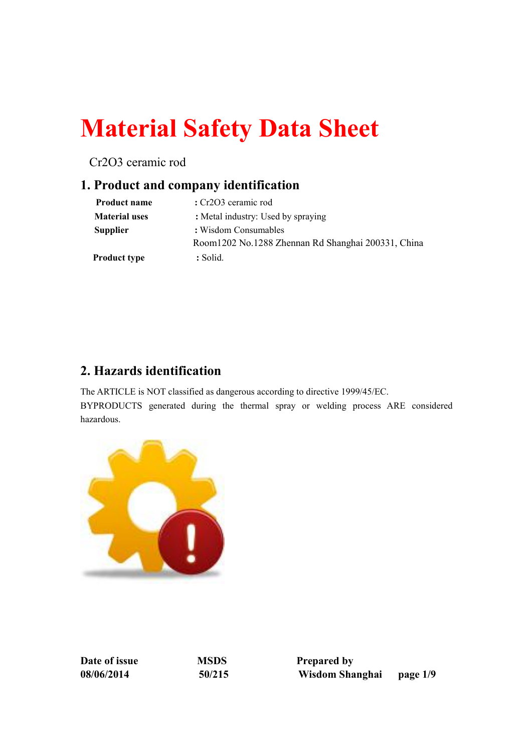# Material Safety Data Sheet

Cr2O3 ceramic rod

## 1. Product and company identification

| | |
|---|---|
| **Product name** | : Cr2O3 ceramic rod |
| **Material uses** | : Metal industry: Used by spraying |
| **Supplier** | : Wisdom Consumables<br>Room1202 No.1288 Zhennan Rd Shanghai 200331, China |
| **Product type** | : Solid. |

## 2. Hazards identification

The ARTICLE is NOT classified as dangerous according to directive 1999/45/EC.

BYPRODUCTS generated during the thermal spray or welding process ARE considered hazardous.

| **Date of issue** | **MSDS** | **Prepared by** |
|---|---|---|
| **08/06/2014** | **50/215** | **Wisdom Shanghai** |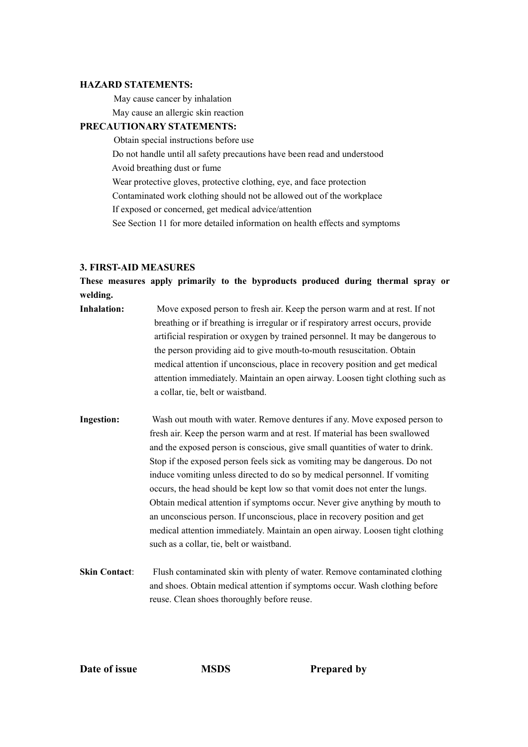**HAZARD STATEMENTS:**

May cause cancer by inhalation
May cause an allergic skin reaction

**PRECAUTIONARY STATEMENTS:**

Obtain special instructions before use
Do not handle until all safety precautions have been read and understood
Avoid breathing dust or fume
Wear protective gloves, protective clothing, eye, and face protection
Contaminated work clothing should not be allowed out of the workplace
If exposed or concerned, get medical advice/attention
See Section 11 for more detailed information on health effects and symptoms

## 3. FIRST-AID MEASURES

**These measures apply primarily to the byproducts produced during thermal spray or welding.**

**Inhalation:** Move exposed person to fresh air. Keep the person warm and at rest. If not breathing or if breathing is irregular or if respiratory arrest occurs, provide artificial respiration or oxygen by trained personnel. It may be dangerous to the person providing aid to give mouth-to-mouth resuscitation. Obtain medical attention if unconscious, place in recovery position and get medical attention immediately. Maintain an open airway. Loosen tight clothing such as a collar, tie, belt or waistband.

**Ingestion:** Wash out mouth with water. Remove dentures if any. Move exposed person to fresh air. Keep the person warm and at rest. If material has been swallowed and the exposed person is conscious, give small quantities of water to drink. Stop if the exposed person feels sick as vomiting may be dangerous. Do not induce vomiting unless directed to do so by medical personnel. If vomiting occurs, the head should be kept low so that vomit does not enter the lungs. Obtain medical attention if symptoms occur. Never give anything by mouth to an unconscious person. If unconscious, place in recovery position and get medical attention immediately. Maintain an open airway. Loosen tight clothing such as a collar, tie, belt or waistband.

**Skin Contact**: Flush contaminated skin with plenty of water. Remove contaminated clothing and shoes. Obtain medical attention if symptoms occur. Wash clothing before reuse. Clean shoes thoroughly before reuse.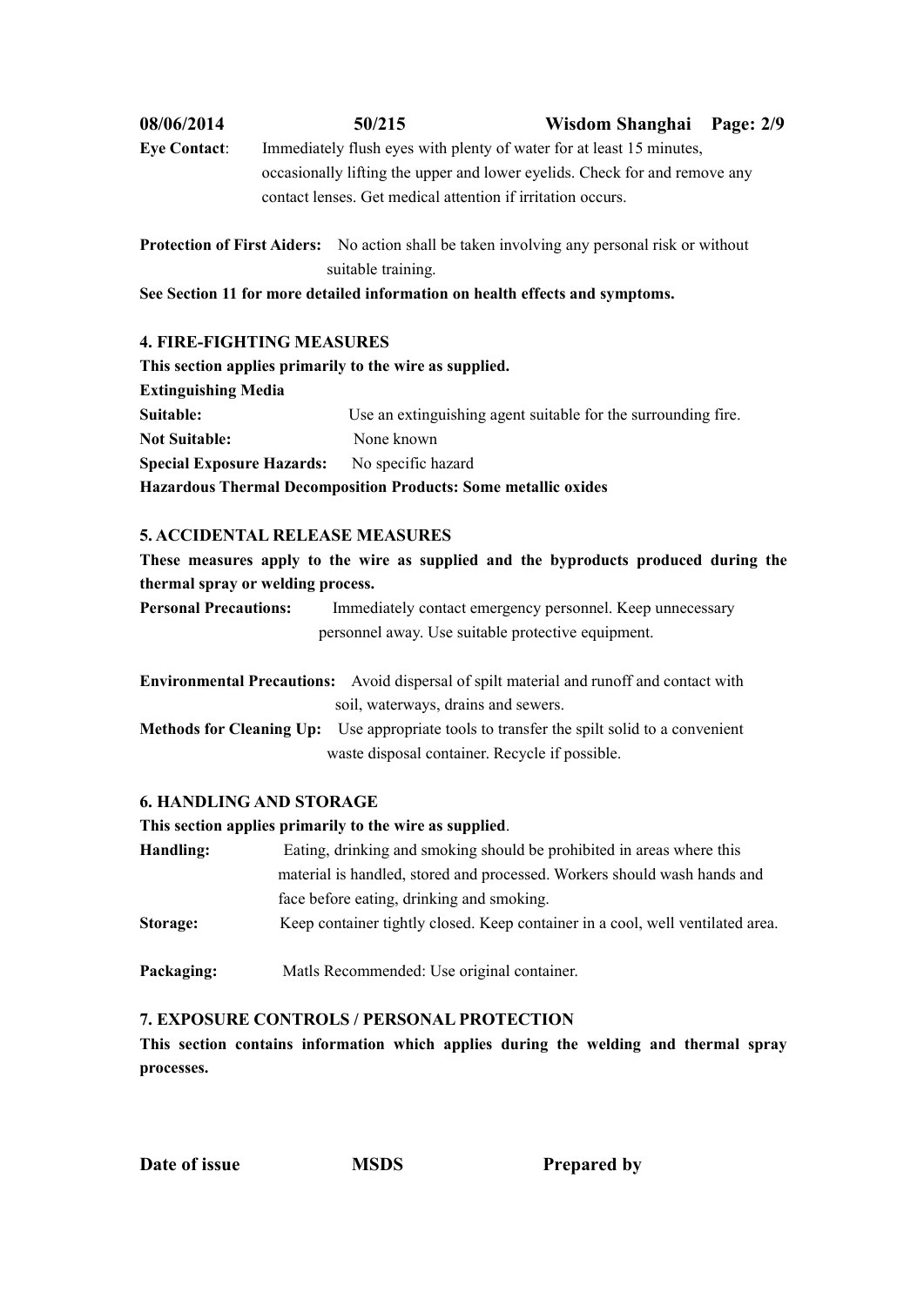**Eye Contact**: Immediately flush eyes with plenty of water for at least 15 minutes, occasionally lifting the upper and lower eyelids. Check for and remove any contact lenses. Get medical attention if irritation occurs.

**Protection of First Aiders:** No action shall be taken involving any personal risk or without suitable training.

**See Section 11 for more detailed information on health effects and symptoms.**

## 4. FIRE-FIGHTING MEASURES

**This section applies primarily to the wire as supplied.**

**Extinguishing Media**

**Suitable:** Use an extinguishing agent suitable for the surrounding fire.

**Not Suitable:** None known

**Special Exposure Hazards:** No specific hazard

**Hazardous Thermal Decomposition Products: Some metallic oxides**

## 5. ACCIDENTAL RELEASE MEASURES

**These measures apply to the wire as supplied and the byproducts produced during the thermal spray or welding process.**

**Personal Precautions:** Immediately contact emergency personnel. Keep unnecessary personnel away. Use suitable protective equipment.

**Environmental Precautions:** Avoid dispersal of spilt material and runoff and contact with soil, waterways, drains and sewers.

**Methods for Cleaning Up:** Use appropriate tools to transfer the spilt solid to a convenient waste disposal container. Recycle if possible.

## 6. HANDLING AND STORAGE

**This section applies primarily to the wire as supplied**.

**Handling:** Eating, drinking and smoking should be prohibited in areas where this material is handled, stored and processed. Workers should wash hands and face before eating, drinking and smoking.

**Storage:** Keep container tightly closed. Keep container in a cool, well ventilated area.

**Packaging:** Matls Recommended: Use original container.

## 7. EXPOSURE CONTROLS / PERSONAL PROTECTION

**This section contains information which applies during the welding and thermal spray processes.**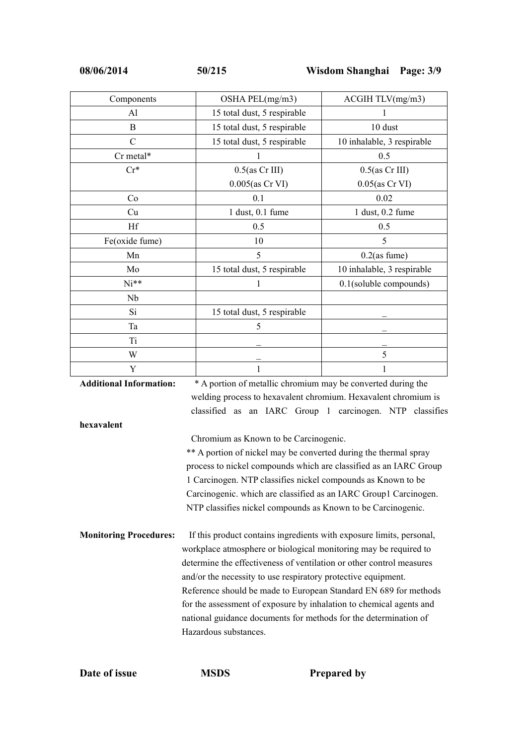| Components | OSHA PEL(mg/m3) | ACGIH TLV(mg/m3) |
|---|---|---|
| Al | 15 total dust, 5 respirable | 1 |
| B | 15 total dust, 5 respirable | 10 dust |
| C | 15 total dust, 5 respirable | 10 inhalable, 3 respirable |
| Cr metal* | 1 | 0.5 |
| Cr* | 0.5(as Cr III)<br>0.005(as Cr VI) | 0.5(as Cr III)<br>0.05(as Cr VI) |
| Co | 0.1 | 0.02 |
| Cu | 1 dust, 0.1 fume | 1 dust, 0.2 fume |
| Hf | 0.5 | 0.5 |
| Fe(oxide fume) | 10 | 5 |
| Mn | 5 | 0.2(as fume) |
| Mo | 15 total dust, 5 respirable | 10 inhalable, 3 respirable |
| Ni** | 1 | 0.1(soluble compounds) |
| Nb | | |
| Si | 15 total dust, 5 respirable | _ |
| Ta | 5 | _ |
| Ti | _ | _ |
| W | _ | 5 |
| Y | 1 | 1 |

**Additional Information:** * A portion of metallic chromium may be converted during the welding process to hexavalent chromium. Hexavalent chromium is classified as an IARC Group 1 carcinogen. NTP classifies **hexavalent** Chromium as Known to be Carcinogenic.

** A portion of nickel may be converted during the thermal spray process to nickel compounds which are classified as an IARC Group 1 Carcinogen. NTP classifies nickel compounds as Known to be Carcinogenic. which are classified as an IARC Group1 Carcinogen. NTP classifies nickel compounds as Known to be Carcinogenic.

**Monitoring Procedures:** If this product contains ingredients with exposure limits, personal, workplace atmosphere or biological monitoring may be required to determine the effectiveness of ventilation or other control measures and/or the necessity to use respiratory protective equipment. Reference should be made to European Standard EN 689 for methods for the assessment of exposure by inhalation to chemical agents and national guidance documents for methods for the determination of Hazardous substances.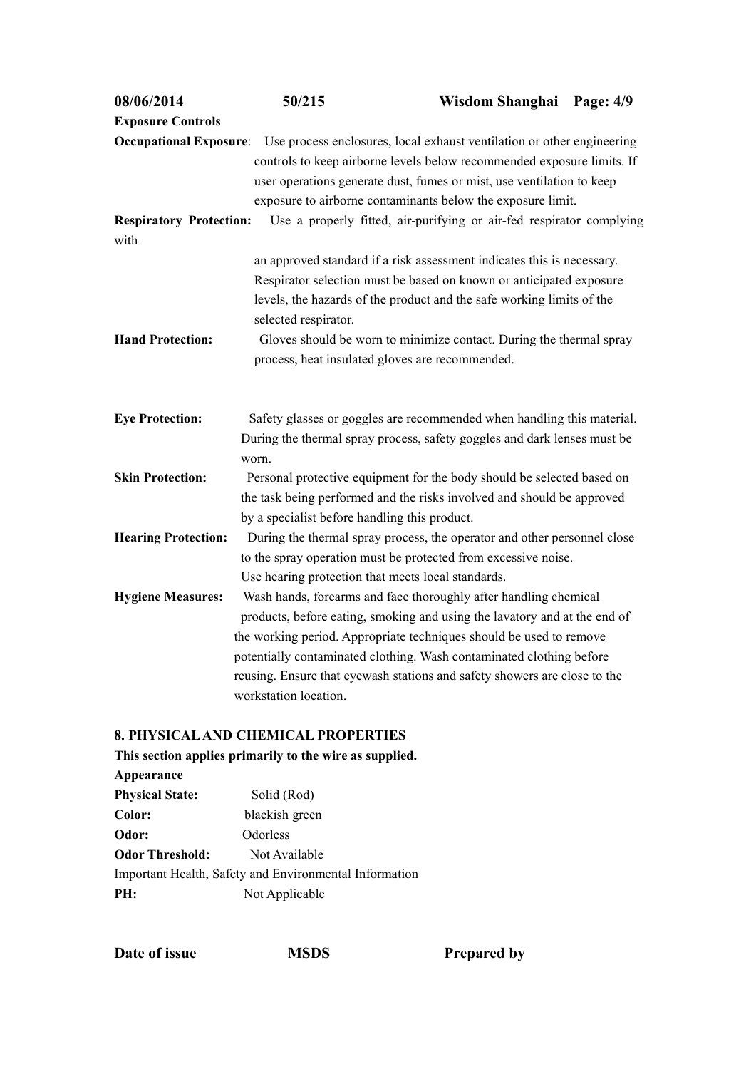**Exposure Controls**

**Occupational Exposure**: Use process enclosures, local exhaust ventilation or other engineering controls to keep airborne levels below recommended exposure limits. If user operations generate dust, fumes or mist, use ventilation to keep exposure to airborne contaminants below the exposure limit.

**Respiratory Protection:** Use a properly fitted, air-purifying or air-fed respirator complying with an approved standard if a risk assessment indicates this is necessary. Respirator selection must be based on known or anticipated exposure levels, the hazards of the product and the safe working limits of the selected respirator.

**Hand Protection:** Gloves should be worn to minimize contact. During the thermal spray process, heat insulated gloves are recommended.

**Eye Protection:** Safety glasses or goggles are recommended when handling this material. During the thermal spray process, safety goggles and dark lenses must be worn.

**Skin Protection:** Personal protective equipment for the body should be selected based on the task being performed and the risks involved and should be approved by a specialist before handling this product.

**Hearing Protection:** During the thermal spray process, the operator and other personnel close to the spray operation must be protected from excessive noise. Use hearing protection that meets local standards.

**Hygiene Measures:** Wash hands, forearms and face thoroughly after handling chemical products, before eating, smoking and using the lavatory and at the end of the working period. Appropriate techniques should be used to remove potentially contaminated clothing. Wash contaminated clothing before reusing. Ensure that eyewash stations and safety showers are close to the workstation location.

## 8. PHYSICAL AND CHEMICAL PROPERTIES

**This section applies primarily to the wire as supplied.**

**Appearance**

**Physical State:** Solid (Rod)

**Color:** blackish green

**Odor:** Odorless

**Odor Threshold:** Not Available

Important Health, Safety and Environmental Information

**PH:** Not Applicable

**Date of issue** **MSDS** **Prepared by**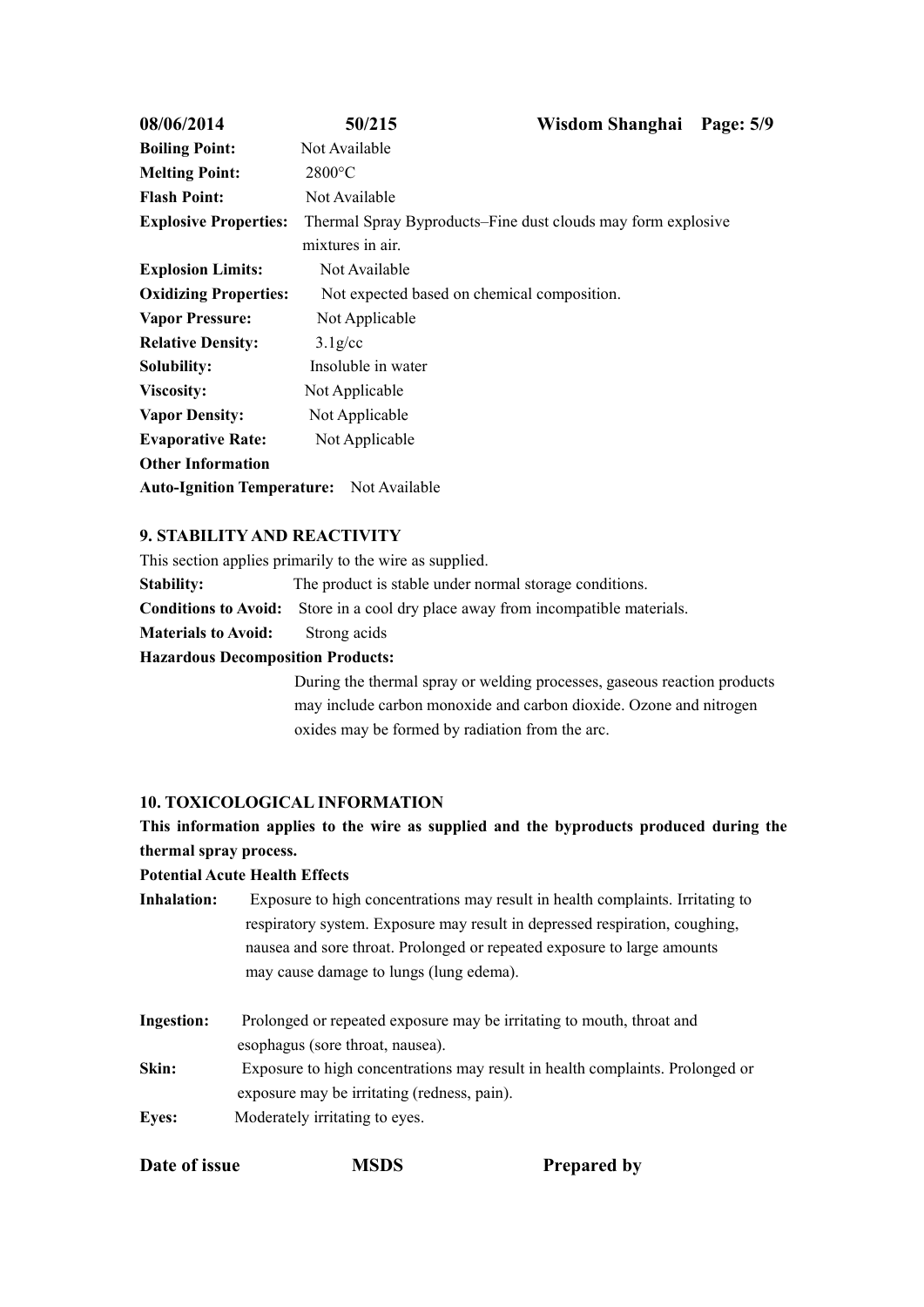**Boiling Point:** Not Available
**Melting Point:** 2800°C
**Flash Point:** Not Available
**Explosive Properties:** Thermal Spray Byproducts–Fine dust clouds may form explosive mixtures in air.
**Explosion Limits:** Not Available
**Oxidizing Properties:** Not expected based on chemical composition.
**Vapor Pressure:** Not Applicable
**Relative Density:** 3.1g/cc
**Solubility:** Insoluble in water
**Viscosity:** Not Applicable
**Vapor Density:** Not Applicable
**Evaporative Rate:** Not Applicable
**Other Information**
**Auto-Ignition Temperature:** Not Available

## 9. STABILITY AND REACTIVITY

This section applies primarily to the wire as supplied.

**Stability:** The product is stable under normal storage conditions.
**Conditions to Avoid:** Store in a cool dry place away from incompatible materials.
**Materials to Avoid:** Strong acids
**Hazardous Decomposition Products:**
During the thermal spray or welding processes, gaseous reaction products may include carbon monoxide and carbon dioxide. Ozone and nitrogen oxides may be formed by radiation from the arc.

## 10. TOXICOLOGICAL INFORMATION

**This information applies to the wire as supplied and the byproducts produced during the thermal spray process.**

**Potential Acute Health Effects**

**Inhalation:** Exposure to high concentrations may result in health complaints. Irritating to respiratory system. Exposure may result in depressed respiration, coughing, nausea and sore throat. Prolonged or repeated exposure to large amounts may cause damage to lungs (lung edema).

**Ingestion:** Prolonged or repeated exposure may be irritating to mouth, throat and esophagus (sore throat, nausea).
**Skin:** Exposure to high concentrations may result in health complaints. Prolonged or exposure may be irritating (redness, pain).
**Eyes:** Moderately irritating to eyes.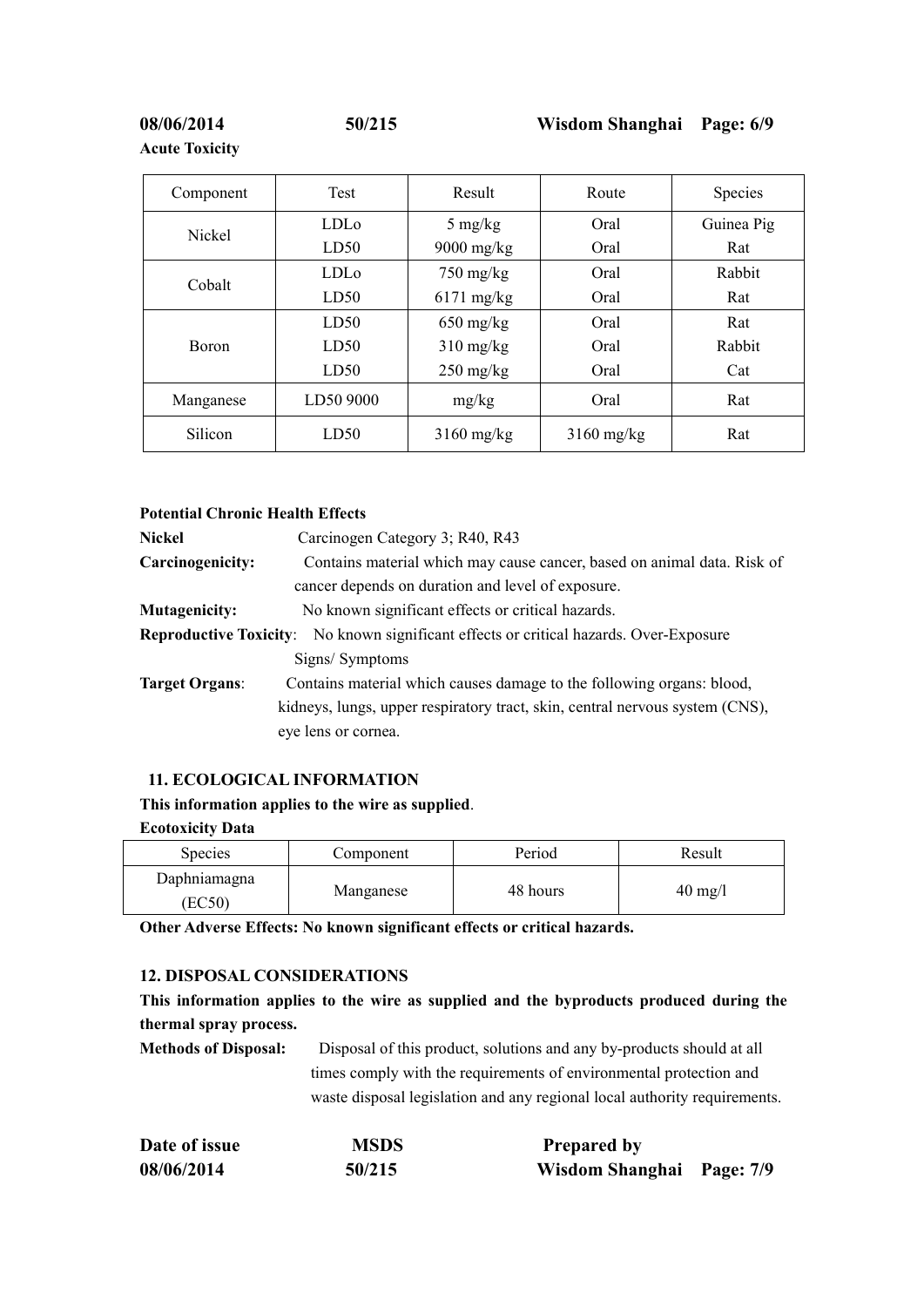**Acute Toxicity**

| Component | Test | Result | Route | Species |
|---|---|---|---|---|
| Nickel | LDLo<br>LD50 | 5 mg/kg<br>9000 mg/kg | Oral<br>Oral | Guinea Pig<br>Rat |
| Cobalt | LDLo<br>LD50 | 750 mg/kg<br>6171 mg/kg | Oral<br>Oral | Rabbit<br>Rat |
| Boron | LD50<br>LD50<br>LD50 | 650 mg/kg<br>310 mg/kg<br>250 mg/kg | Oral<br>Oral<br>Oral | Rat<br>Rabbit<br>Cat |
| Manganese | LD50 9000 | mg/kg | Oral | Rat |
| Silicon | LD50 | 3160 mg/kg | 3160 mg/kg | Rat |

**Potential Chronic Health Effects**

**Nickel** Carcinogen Category 3; R40, R43

**Carcinogenicity:** Contains material which may cause cancer, based on animal data. Risk of cancer depends on duration and level of exposure.

**Mutagenicity:** No known significant effects or critical hazards.

**Reproductive Toxicity**: No known significant effects or critical hazards. Over-Exposure Signs/ Symptoms

**Target Organs**: Contains material which causes damage to the following organs: blood, kidneys, lungs, upper respiratory tract, skin, central nervous system (CNS), eye lens or cornea.

## 11. ECOLOGICAL INFORMATION

**This information applies to the wire as supplied**.

**Ecotoxicity Data**

| Species | Component | Period | Result |
|---|---|---|---|
| Daphniamagna (EC50) | Manganese | 48 hours | 40 mg/l |

**Other Adverse Effects: No known significant effects or critical hazards.**

## 12. DISPOSAL CONSIDERATIONS

**This information applies to the wire as supplied and the byproducts produced during the thermal spray process.**

**Methods of Disposal:** Disposal of this product, solutions and any by-products should at all times comply with the requirements of environmental protection and waste disposal legislation and any regional local authority requirements.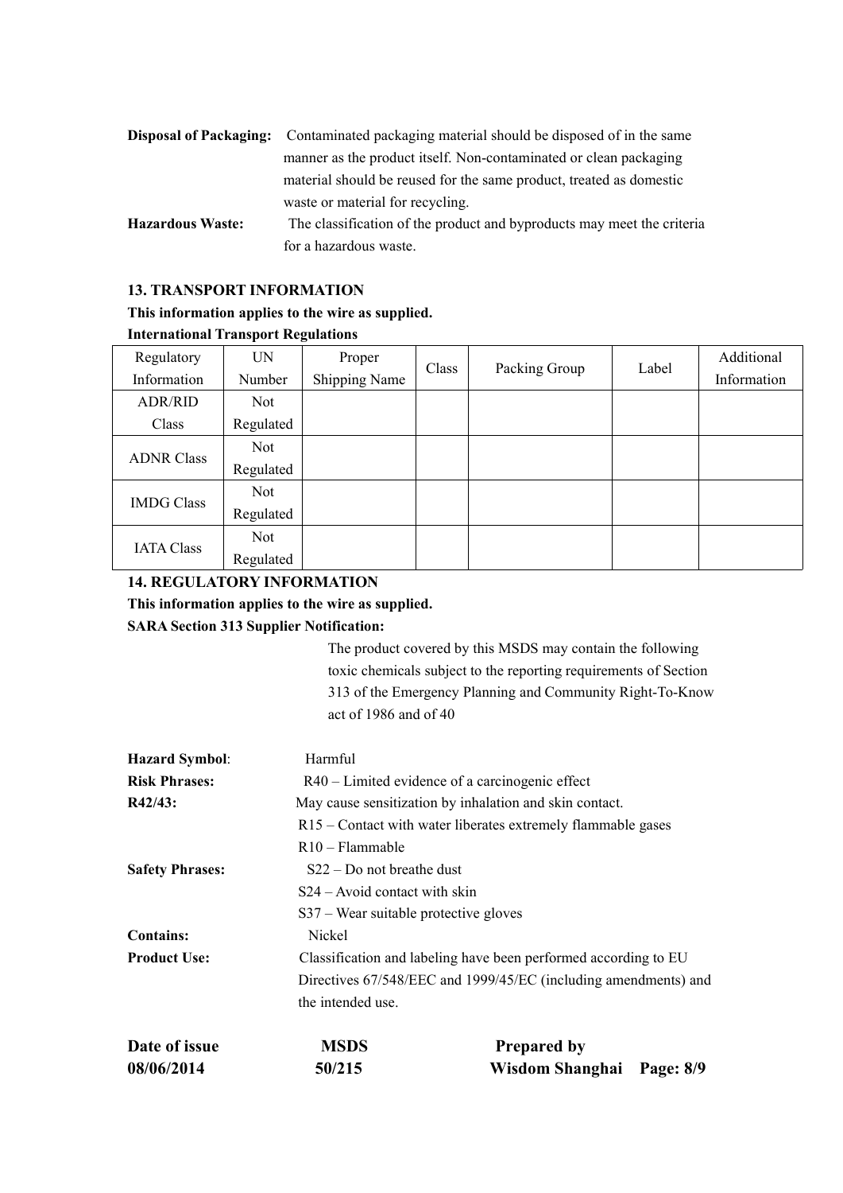**Disposal of Packaging:** Contaminated packaging material should be disposed of in the same manner as the product itself. Non-contaminated or clean packaging material should be reused for the same product, treated as domestic waste or material for recycling.

**Hazardous Waste:** The classification of the product and byproducts may meet the criteria for a hazardous waste.

## 13. TRANSPORT INFORMATION

**This information applies to the wire as supplied.**

**International Transport Regulations**

| Regulatory Information | UN Number | Proper Shipping Name | Class | Packing Group | Label | Additional Information |
|---|---|---|---|---|---|---|
| ADR/RID Class | Not Regulated | | | | | |
| ADNR Class | Not Regulated | | | | | |
| IMDG Class | Not Regulated | | | | | |
| IATA Class | Not Regulated | | | | | |

## 14. REGULATORY INFORMATION

**This information applies to the wire as supplied.**

**SARA Section 313 Supplier Notification:**

The product covered by this MSDS may contain the following toxic chemicals subject to the reporting requirements of Section 313 of the Emergency Planning and Community Right-To-Know act of 1986 and of 40

**Hazard Symbol**: Harmful

**Risk Phrases:** R40 – Limited evidence of a carcinogenic effect

**R42/43:** May cause sensitization by inhalation and skin contact.

R15 – Contact with water liberates extremely flammable gases

R10 – Flammable

**Safety Phrases:** S22 – Do not breathe dust

S24 – Avoid contact with skin

S37 – Wear suitable protective gloves

**Contains:** Nickel

**Product Use:** Classification and labeling have been performed according to EU Directives 67/548/EEC and 1999/45/EC (including amendments) and the intended use.

| **Date of issue** | **MSDS** | **Prepared by** |
|---|---|---|
| **08/06/2014** | **50/215** | **Wisdom Shanghai** |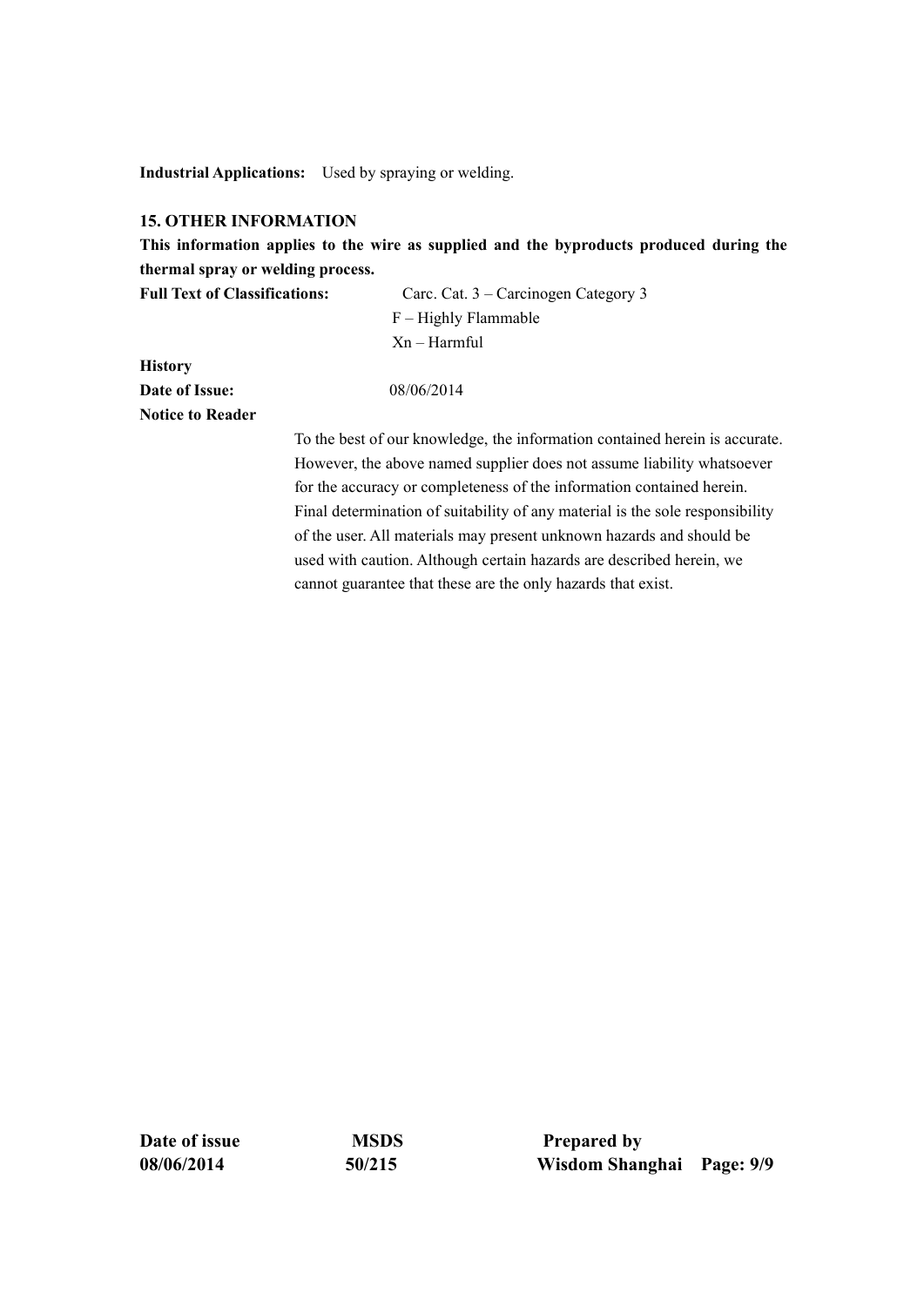**Industrial Applications:** Used by spraying or welding.

## 15. OTHER INFORMATION

**This information applies to the wire as supplied and the byproducts produced during the thermal spray or welding process.**

**Full Text of Classifications:** Carc. Cat. 3 – Carcinogen Category 3

F – Highly Flammable

Xn – Harmful

**History**

**Date of Issue:** 08/06/2014

**Notice to Reader**

To the best of our knowledge, the information contained herein is accurate. However, the above named supplier does not assume liability whatsoever for the accuracy or completeness of the information contained herein. Final determination of suitability of any material is the sole responsibility of the user. All materials may present unknown hazards and should be used with caution. Although certain hazards are described herein, we cannot guarantee that these are the only hazards that exist.